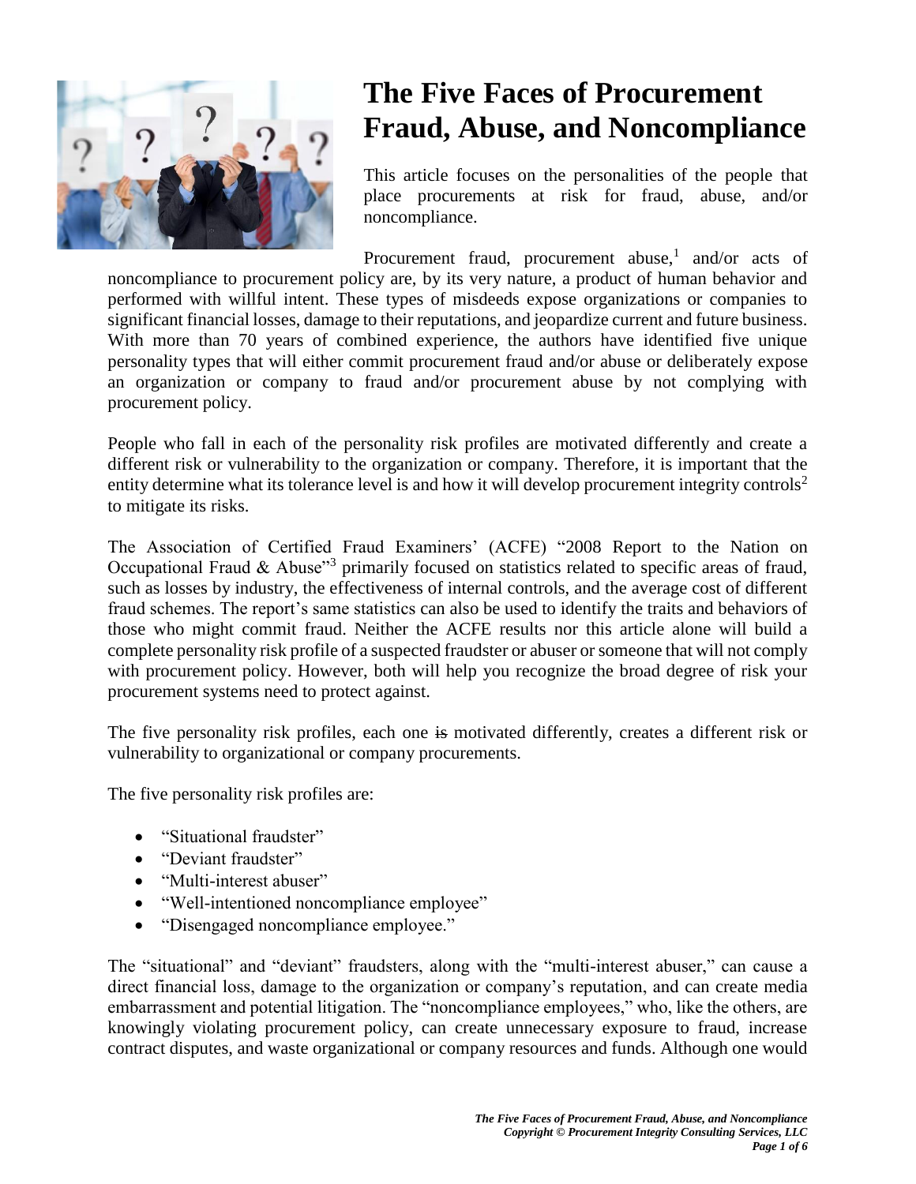# The Five Faces of Procurement Fraud, Abuse, and Noncompliance

This article focuses on the personalities of the people that place procurements at risk for fraud, abuse, and/or noncompliance.

Procurement fraud, procurement abuse,[1] and/or acts of noncompliance to procurement policy are, by its very nature, a product of human behavior and performed with willful intent. These types of misdeeds expose organizations or companies to significant financial losses, damage to their reputations, and jeopardize current and future business. With more than 70 years of combined experience, the authors have identified five unique personality types that will either commit procurement fraud and/or abuse or deliberately expose an organization or company to fraud and/or procurement abuse by not complying with procurement policy.

People who fall in each of the personality risk profiles are motivated differently and create a different risk or vulnerability to the organization or company. Therefore, it is important that the entity determine what its tolerance level is and how it will develop procurement integrity controls[2] to mitigate its risks.

The Association of Certified Fraud Examiners' (ACFE) "2008 Report to the Nation on Occupational Fraud & Abuse"[3] primarily focused on statistics related to specific areas of fraud, such as losses by industry, the effectiveness of internal controls, and the average cost of different fraud schemes. The report's same statistics can also be used to identify the traits and behaviors of those who might commit fraud. Neither the ACFE results nor this article alone will build a complete personality risk profile of a suspected fraudster or abuser or someone that will not comply with procurement policy. However, both will help you recognize the broad degree of risk your procurement systems need to protect against.

The five personality risk profiles, each one ~~is~~ motivated differently, creates a different risk or vulnerability to organizational or company procurements.

The five personality risk profiles are:

- "Situational fraudster"
- "Deviant fraudster"
- "Multi-interest abuser"
- "Well-intentioned noncompliance employee"
- "Disengaged noncompliance employee."

The "situational" and "deviant" fraudsters, along with the "multi-interest abuser," can cause a direct financial loss, damage to the organization or company's reputation, and can create media embarrassment and potential litigation. The "noncompliance employees," who, like the others, are knowingly violating procurement policy, can create unnecessary exposure to fraud, increase contract disputes, and waste organizational or company resources and funds. Although one would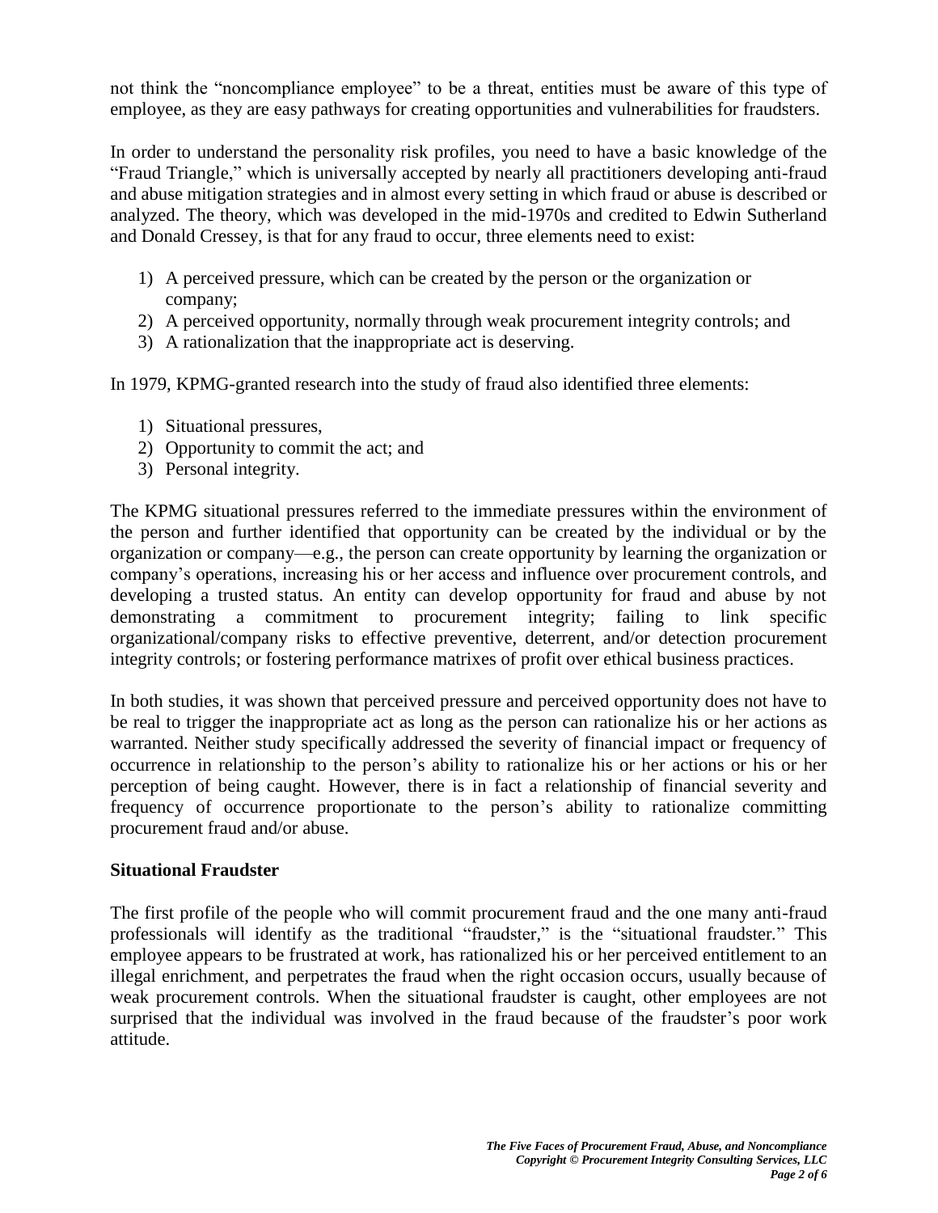not think the "noncompliance employee" to be a threat, entities must be aware of this type of employee, as they are easy pathways for creating opportunities and vulnerabilities for fraudsters.

In order to understand the personality risk profiles, you need to have a basic knowledge of the "Fraud Triangle," which is universally accepted by nearly all practitioners developing anti-fraud and abuse mitigation strategies and in almost every setting in which fraud or abuse is described or analyzed. The theory, which was developed in the mid-1970s and credited to Edwin Sutherland and Donald Cressey, is that for any fraud to occur, three elements need to exist:

1) A perceived pressure, which can be created by the person or the organization or company;
2) A perceived opportunity, normally through weak procurement integrity controls; and
3) A rationalization that the inappropriate act is deserving.

In 1979, KPMG-granted research into the study of fraud also identified three elements:

1) Situational pressures,
2) Opportunity to commit the act; and
3) Personal integrity.

The KPMG situational pressures referred to the immediate pressures within the environment of the person and further identified that opportunity can be created by the individual or by the organization or company—e.g., the person can create opportunity by learning the organization or company's operations, increasing his or her access and influence over procurement controls, and developing a trusted status. An entity can develop opportunity for fraud and abuse by not demonstrating a commitment to procurement integrity; failing to link specific organizational/company risks to effective preventive, deterrent, and/or detection procurement integrity controls; or fostering performance matrixes of profit over ethical business practices.

In both studies, it was shown that perceived pressure and perceived opportunity does not have to be real to trigger the inappropriate act as long as the person can rationalize his or her actions as warranted. Neither study specifically addressed the severity of financial impact or frequency of occurrence in relationship to the person's ability to rationalize his or her actions or his or her perception of being caught. However, there is in fact a relationship of financial severity and frequency of occurrence proportionate to the person's ability to rationalize committing procurement fraud and/or abuse.

### Situational Fraudster

The first profile of the people who will commit procurement fraud and the one many anti-fraud professionals will identify as the traditional "fraudster," is the "situational fraudster." This employee appears to be frustrated at work, has rationalized his or her perceived entitlement to an illegal enrichment, and perpetrates the fraud when the right occasion occurs, usually because of weak procurement controls. When the situational fraudster is caught, other employees are not surprised that the individual was involved in the fraud because of the fraudster's poor work attitude.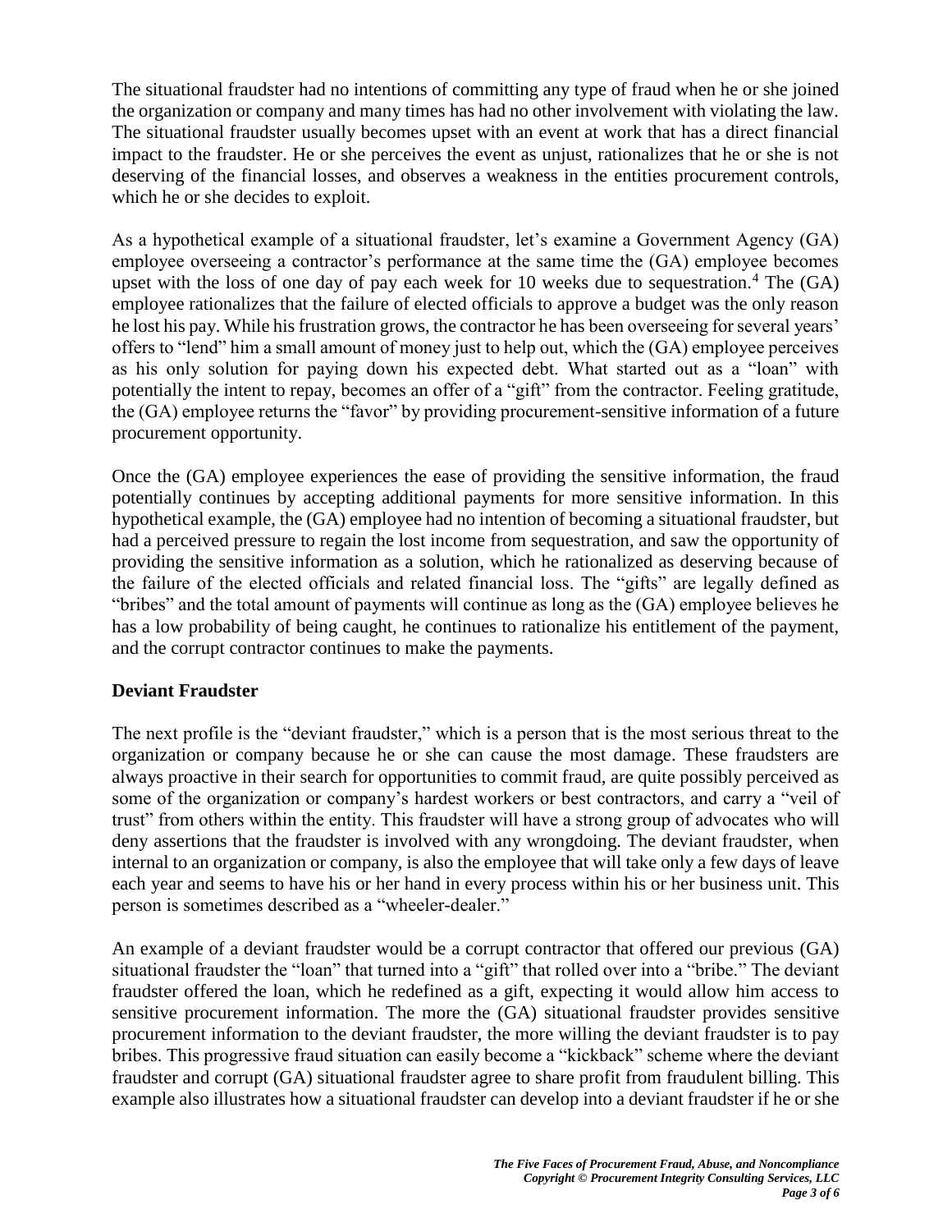The situational fraudster had no intentions of committing any type of fraud when he or she joined the organization or company and many times has had no other involvement with violating the law. The situational fraudster usually becomes upset with an event at work that has a direct financial impact to the fraudster. He or she perceives the event as unjust, rationalizes that he or she is not deserving of the financial losses, and observes a weakness in the entities procurement controls, which he or she decides to exploit.

As a hypothetical example of a situational fraudster, let's examine a Government Agency (GA) employee overseeing a contractor's performance at the same time the (GA) employee becomes upset with the loss of one day of pay each week for 10 weeks due to sequestration.[4] The (GA) employee rationalizes that the failure of elected officials to approve a budget was the only reason he lost his pay. While his frustration grows, the contractor he has been overseeing for several years' offers to "lend" him a small amount of money just to help out, which the (GA) employee perceives as his only solution for paying down his expected debt. What started out as a "loan" with potentially the intent to repay, becomes an offer of a "gift" from the contractor. Feeling gratitude, the (GA) employee returns the "favor" by providing procurement-sensitive information of a future procurement opportunity.

Once the (GA) employee experiences the ease of providing the sensitive information, the fraud potentially continues by accepting additional payments for more sensitive information. In this hypothetical example, the (GA) employee had no intention of becoming a situational fraudster, but had a perceived pressure to regain the lost income from sequestration, and saw the opportunity of providing the sensitive information as a solution, which he rationalized as deserving because of the failure of the elected officials and related financial loss. The "gifts" are legally defined as "bribes" and the total amount of payments will continue as long as the (GA) employee believes he has a low probability of being caught, he continues to rationalize his entitlement of the payment, and the corrupt contractor continues to make the payments.

### Deviant Fraudster

The next profile is the "deviant fraudster," which is a person that is the most serious threat to the organization or company because he or she can cause the most damage. These fraudsters are always proactive in their search for opportunities to commit fraud, are quite possibly perceived as some of the organization or company's hardest workers or best contractors, and carry a "veil of trust" from others within the entity. This fraudster will have a strong group of advocates who will deny assertions that the fraudster is involved with any wrongdoing. The deviant fraudster, when internal to an organization or company, is also the employee that will take only a few days of leave each year and seems to have his or her hand in every process within his or her business unit. This person is sometimes described as a "wheeler-dealer."

An example of a deviant fraudster would be a corrupt contractor that offered our previous (GA) situational fraudster the "loan" that turned into a "gift" that rolled over into a "bribe." The deviant fraudster offered the loan, which he redefined as a gift, expecting it would allow him access to sensitive procurement information. The more the (GA) situational fraudster provides sensitive procurement information to the deviant fraudster, the more willing the deviant fraudster is to pay bribes. This progressive fraud situation can easily become a "kickback" scheme where the deviant fraudster and corrupt (GA) situational fraudster agree to share profit from fraudulent billing. This example also illustrates how a situational fraudster can develop into a deviant fraudster if he or she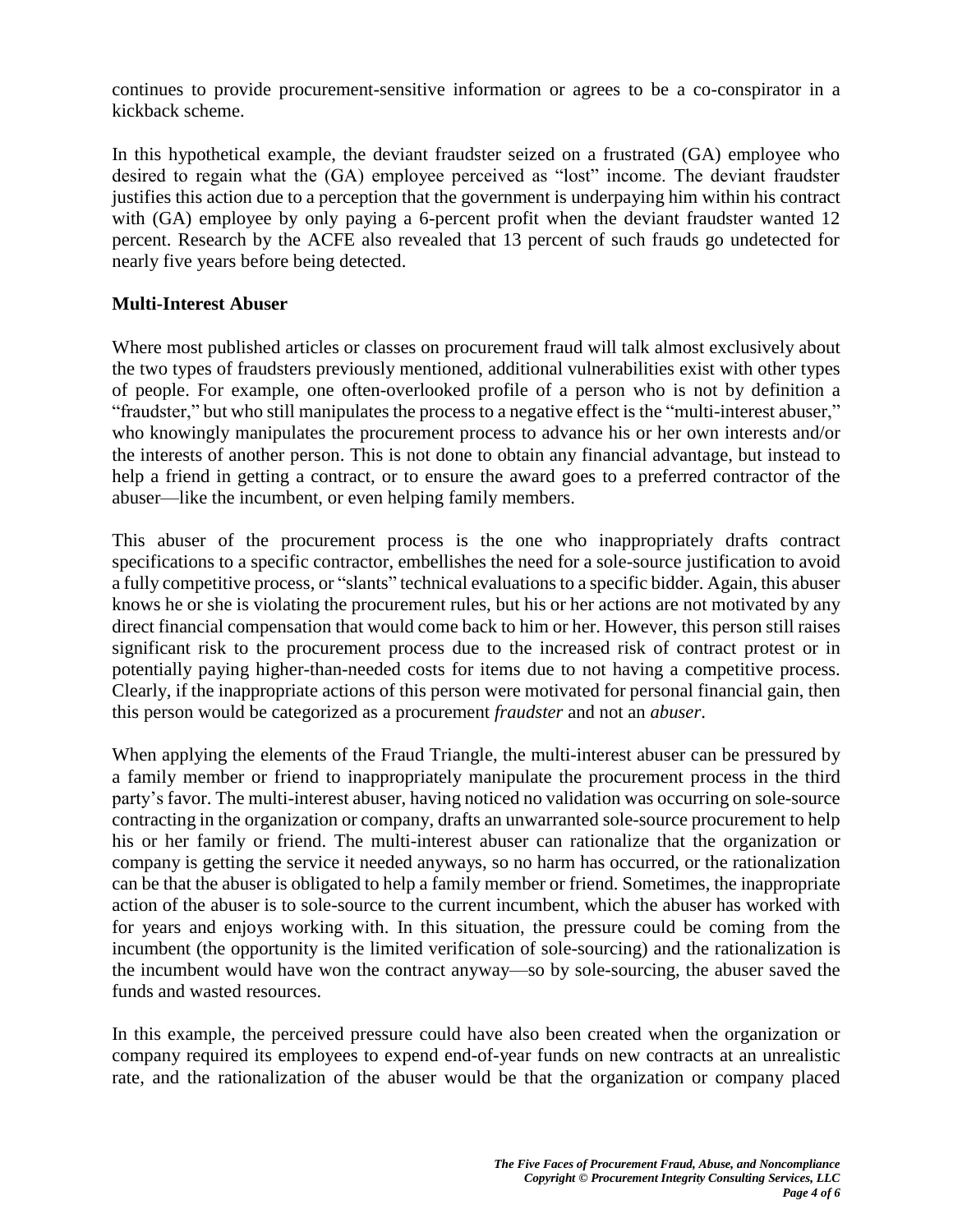continues to provide procurement-sensitive information or agrees to be a co-conspirator in a kickback scheme.

In this hypothetical example, the deviant fraudster seized on a frustrated (GA) employee who desired to regain what the (GA) employee perceived as "lost" income. The deviant fraudster justifies this action due to a perception that the government is underpaying him within his contract with (GA) employee by only paying a 6-percent profit when the deviant fraudster wanted 12 percent. Research by the ACFE also revealed that 13 percent of such frauds go undetected for nearly five years before being detected.

## Multi-Interest Abuser

Where most published articles or classes on procurement fraud will talk almost exclusively about the two types of fraudsters previously mentioned, additional vulnerabilities exist with other types of people. For example, one often-overlooked profile of a person who is not by definition a "fraudster," but who still manipulates the process to a negative effect is the "multi-interest abuser," who knowingly manipulates the procurement process to advance his or her own interests and/or the interests of another person. This is not done to obtain any financial advantage, but instead to help a friend in getting a contract, or to ensure the award goes to a preferred contractor of the abuser—like the incumbent, or even helping family members.

This abuser of the procurement process is the one who inappropriately drafts contract specifications to a specific contractor, embellishes the need for a sole-source justification to avoid a fully competitive process, or "slants" technical evaluations to a specific bidder. Again, this abuser knows he or she is violating the procurement rules, but his or her actions are not motivated by any direct financial compensation that would come back to him or her. However, this person still raises significant risk to the procurement process due to the increased risk of contract protest or in potentially paying higher-than-needed costs for items due to not having a competitive process. Clearly, if the inappropriate actions of this person were motivated for personal financial gain, then this person would be categorized as a procurement *fraudster* and not an *abuser*.

When applying the elements of the Fraud Triangle, the multi-interest abuser can be pressured by a family member or friend to inappropriately manipulate the procurement process in the third party's favor. The multi-interest abuser, having noticed no validation was occurring on sole-source contracting in the organization or company, drafts an unwarranted sole-source procurement to help his or her family or friend. The multi-interest abuser can rationalize that the organization or company is getting the service it needed anyways, so no harm has occurred, or the rationalization can be that the abuser is obligated to help a family member or friend. Sometimes, the inappropriate action of the abuser is to sole-source to the current incumbent, which the abuser has worked with for years and enjoys working with. In this situation, the pressure could be coming from the incumbent (the opportunity is the limited verification of sole-sourcing) and the rationalization is the incumbent would have won the contract anyway—so by sole-sourcing, the abuser saved the funds and wasted resources.

In this example, the perceived pressure could have also been created when the organization or company required its employees to expend end-of-year funds on new contracts at an unrealistic rate, and the rationalization of the abuser would be that the organization or company placed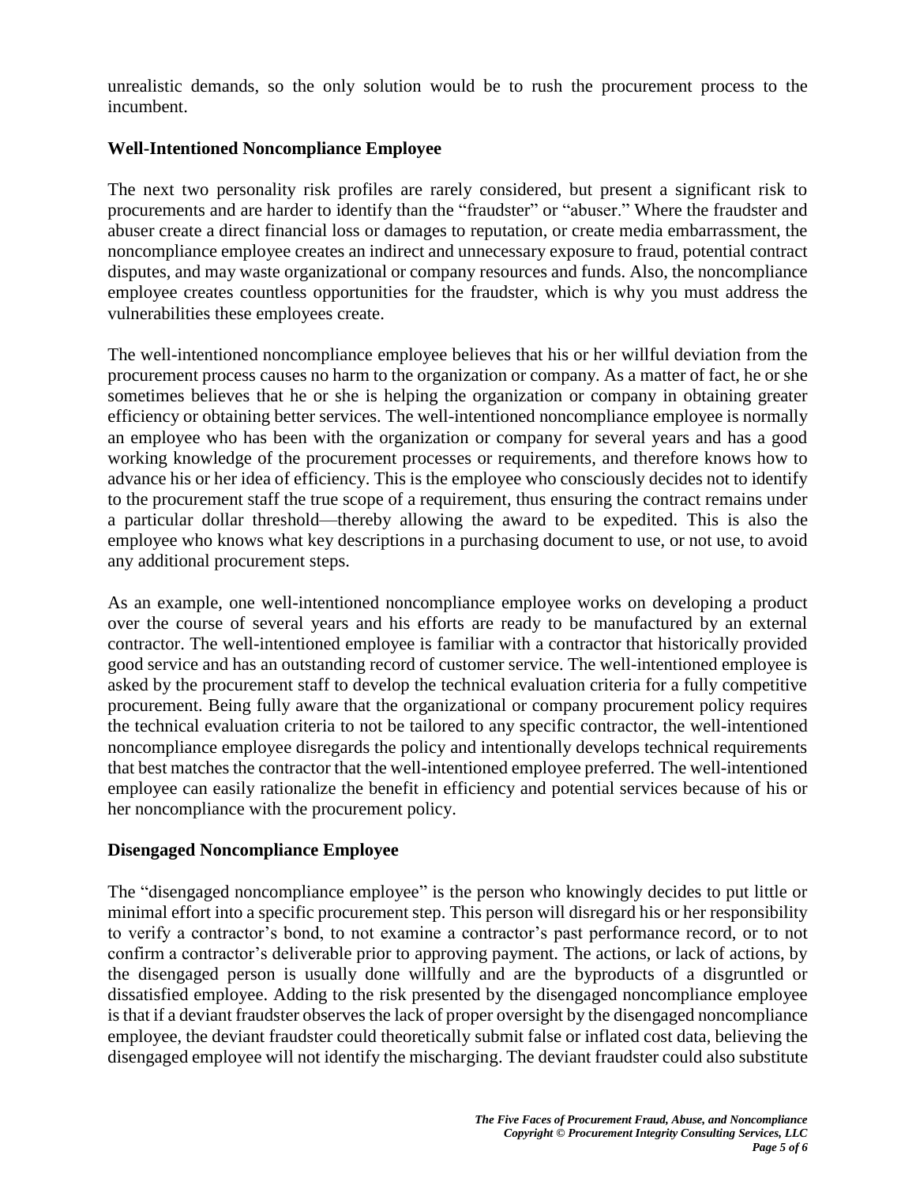unrealistic demands, so the only solution would be to rush the procurement process to the incumbent.

### Well-Intentioned Noncompliance Employee

The next two personality risk profiles are rarely considered, but present a significant risk to procurements and are harder to identify than the "fraudster" or "abuser." Where the fraudster and abuser create a direct financial loss or damages to reputation, or create media embarrassment, the noncompliance employee creates an indirect and unnecessary exposure to fraud, potential contract disputes, and may waste organizational or company resources and funds. Also, the noncompliance employee creates countless opportunities for the fraudster, which is why you must address the vulnerabilities these employees create.

The well-intentioned noncompliance employee believes that his or her willful deviation from the procurement process causes no harm to the organization or company. As a matter of fact, he or she sometimes believes that he or she is helping the organization or company in obtaining greater efficiency or obtaining better services. The well-intentioned noncompliance employee is normally an employee who has been with the organization or company for several years and has a good working knowledge of the procurement processes or requirements, and therefore knows how to advance his or her idea of efficiency. This is the employee who consciously decides not to identify to the procurement staff the true scope of a requirement, thus ensuring the contract remains under a particular dollar threshold—thereby allowing the award to be expedited. This is also the employee who knows what key descriptions in a purchasing document to use, or not use, to avoid any additional procurement steps.

As an example, one well-intentioned noncompliance employee works on developing a product over the course of several years and his efforts are ready to be manufactured by an external contractor. The well-intentioned employee is familiar with a contractor that historically provided good service and has an outstanding record of customer service. The well-intentioned employee is asked by the procurement staff to develop the technical evaluation criteria for a fully competitive procurement. Being fully aware that the organizational or company procurement policy requires the technical evaluation criteria to not be tailored to any specific contractor, the well-intentioned noncompliance employee disregards the policy and intentionally develops technical requirements that best matches the contractor that the well-intentioned employee preferred. The well-intentioned employee can easily rationalize the benefit in efficiency and potential services because of his or her noncompliance with the procurement policy.

### Disengaged Noncompliance Employee

The "disengaged noncompliance employee" is the person who knowingly decides to put little or minimal effort into a specific procurement step. This person will disregard his or her responsibility to verify a contractor's bond, to not examine a contractor's past performance record, or to not confirm a contractor's deliverable prior to approving payment. The actions, or lack of actions, by the disengaged person is usually done willfully and are the byproducts of a disgruntled or dissatisfied employee. Adding to the risk presented by the disengaged noncompliance employee is that if a deviant fraudster observes the lack of proper oversight by the disengaged noncompliance employee, the deviant fraudster could theoretically submit false or inflated cost data, believing the disengaged employee will not identify the mischarging. The deviant fraudster could also substitute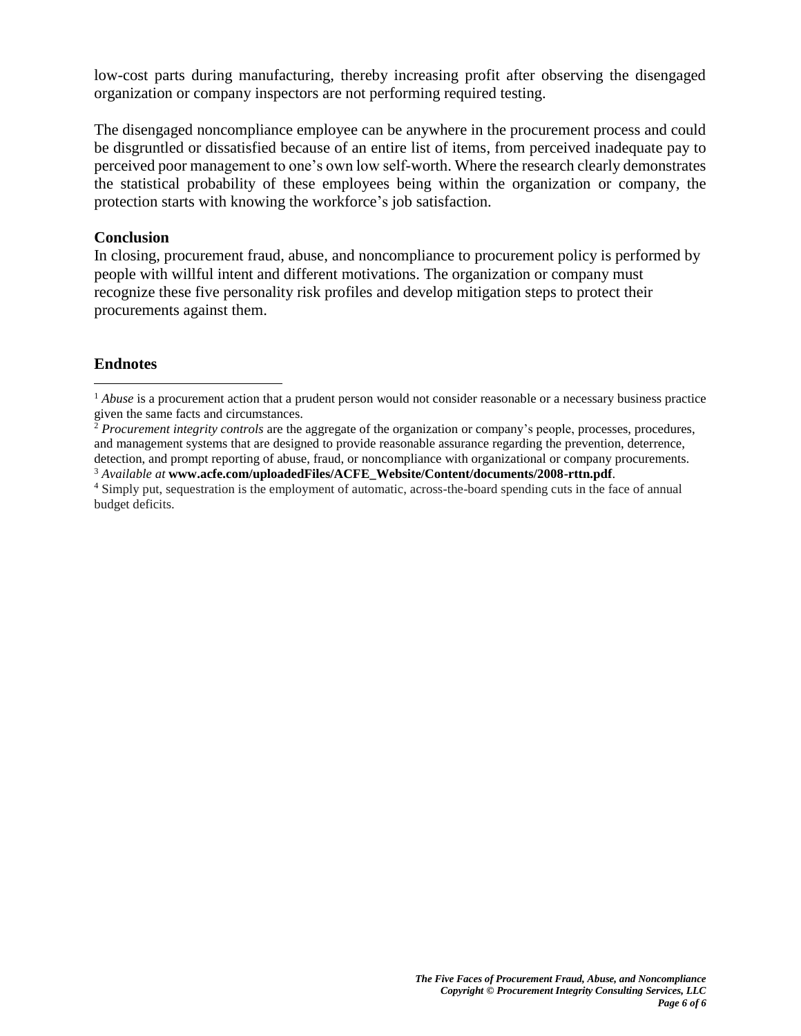low-cost parts during manufacturing, thereby increasing profit after observing the disengaged organization or company inspectors are not performing required testing.

The disengaged noncompliance employee can be anywhere in the procurement process and could be disgruntled or dissatisfied because of an entire list of items, from perceived inadequate pay to perceived poor management to one's own low self-worth. Where the research clearly demonstrates the statistical probability of these employees being within the organization or company, the protection starts with knowing the workforce's job satisfaction.

## Conclusion

In closing, procurement fraud, abuse, and noncompliance to procurement policy is performed by people with willful intent and different motivations. The organization or company must recognize these five personality risk profiles and develop mitigation steps to protect their procurements against them.

## Endnotes

[1] *Abuse* is a procurement action that a prudent person would not consider reasonable or a necessary business practice given the same facts and circumstances.

[2] *Procurement integrity controls* are the aggregate of the organization or company's people, processes, procedures, and management systems that are designed to provide reasonable assurance regarding the prevention, deterrence, detection, and prompt reporting of abuse, fraud, or noncompliance with organizational or company procurements.

[3] *Available at* **www.acfe.com/uploadedFiles/ACFE_Website/Content/documents/2008-rttn.pdf**.

[4] Simply put, sequestration is the employment of automatic, across-the-board spending cuts in the face of annual budget deficits.